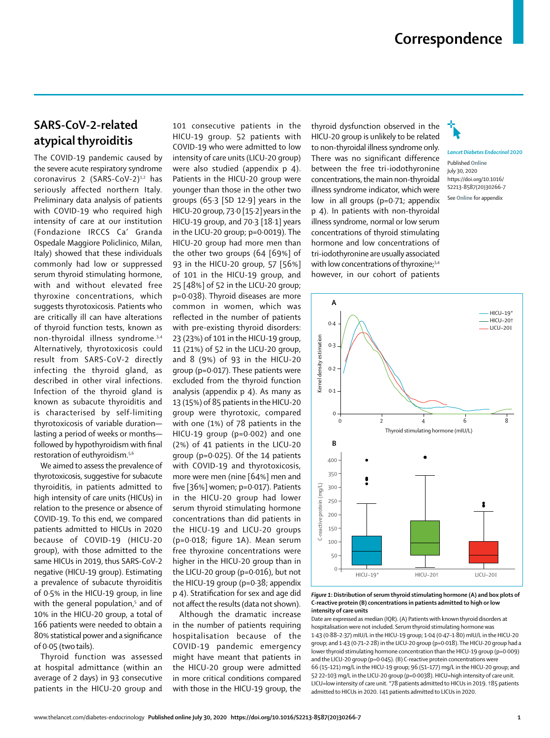# Correspondence

## SARS-CoV-2-related atypical thyroiditis

The COVID-19 pandemic caused by the severe acute respiratory syndrome coronavirus 2 (SARS-CoV-2)[1,2] has seriously affected northern Italy. Preliminary data analysis of patients with COVID-19 who required high intensity of care at our institution (Fondazione IRCCS Ca' Granda Ospedale Maggiore Policlinico, Milan, Italy) showed that these individuals commonly had low or suppressed serum thyroid stimulating hormone, with and without elevated free thyroxine concentrations, which suggests thyrotoxicosis. Patients who are critically ill can have alterations of thyroid function tests, known as non-thyroidal illness syndrome.[3,4] Alternatively, thyrotoxicosis could result from SARS-CoV-2 directly infecting the thyroid gland, as described in other viral infections. Infection of the thyroid gland is known as subacute thyroiditis and is characterised by self-limiting thyrotoxicosis of variable duration—lasting a period of weeks or months—followed by hypothyroidism with final restoration of euthyroidism.[5,6]

We aimed to assess the prevalence of thyrotoxicosis, suggestive for subacute thyroiditis, in patients admitted to high intensity of care units (HICUs) in relation to the presence or absence of COVID-19. To this end, we compared patients admitted to HICUs in 2020 because of COVID-19 (HICU-20 group), with those admitted to the same HICUs in 2019, thus SARS-CoV-2 negative (HICU-19 group). Estimating a prevalence of subacute thyroiditis of 0·5% in the HICU-19 group, in line with the general population,[5] and of 10% in the HICU-20 group, a total of 166 patients were needed to obtain a 80% statistical power and a significance of 0·05 (two tails).

Thyroid function was assessed at hospital admittance (within an average of 2 days) in 93 consecutive patients in the HICU-20 group and 101 consecutive patients in the HICU-19 group. 52 patients with COVID-19 who were admitted to low intensity of care units (LICU-20 group) were also studied (appendix p 4). Patients in the HICU-20 group were younger than those in the other two groups (65·3 [SD 12·9] years in the HICU-20 group, 73·0 [15·2] years in the HICU-19 group, and 70·3 [18·1] years in the LICU-20 group; p=0·0019). The HICU-20 group had more men than the other two groups (64 [69%] of 93 in the HICU-20 group, 57 [56%] of 101 in the HICU-19 group, and 25 [48%] of 52 in the LICU-20 group; p=0·038). Thyroid diseases are more common in women, which was reflected in the number of patients with pre-existing thyroid disorders: 23 (23%) of 101 in the HICU-19 group, 11 (21%) of 52 in the LICU-20 group, and 8 (9%) of 93 in the HICU-20 group (p=0·017). These patients were excluded from the thyroid function analysis (appendix p 4). As many as 13 (15%) of 85 patients in the HICU-20 group were thyrotoxic, compared with one (1%) of 78 patients in the HICU-19 group (p=0·002) and one (2%) of 41 patients in the LICU-20 group (p=0·025). Of the 14 patients with COVID-19 and thyrotoxicosis, more were men (nine [64%] men and five [36%] women; p=0·017). Patients in the HICU-20 group had lower serum thyroid stimulating hormone concentrations than did patients in the HICU-19 and LICU-20 groups (p=0·018; figure 1A). Mean serum free thyroxine concentrations were higher in the HICU-20 group than in the LICU-20 group (p=0·016), but not the HICU-19 group (p=0·38; appendix p 4). Stratification for sex and age did not affect the results (data not shown).

Although the dramatic increase in the number of patients requiring hospitalisation because of the COVID-19 pandemic emergency might have meant that patients in the HICU-20 group were admitted in more critical conditions compared with those in the HICU-19 group, the thyroid dysfunction observed in the HICU-20 group is unlikely to be related to non-thyroidal illness syndrome only. There was no significant difference between the free tri-iodothyronine concentrations, the main non-thyroidal illness syndrome indicator, which were low in all groups (p=0·71; appendix p 4). In patients with non-thyroidal illness syndrome, normal or low serum concentrations of thyroid stimulating hormone and low concentrations of tri-iodothyronine are usually associated with low concentrations of thyroxine;[3,4] however, in our cohort of patients

*Lancet Diabetes Endocrinol* 2020

Published Online July 30, 2020 https://doi.org/10.1016/S2213-8587(20)30266-7

See Online for appendix

**Figure 1: Distribution of serum thyroid stimulating hormone (A) and box plots of C-reactive protein (B) concentrations in patients admitted to high or low intensity of care units**

Date are expressed as median (IQR). (A) Patients with known thyroid disorders at hospitalisation were not included. Serum thyroid stimulating hormone was 1·43 (0·88–2·37) mIU/L in the HICU-19 group; 1·04 (0·47–1·80) mIU/L in the HICU-20 group; and 1·43 (0·71–2·28) in the LICU-20 group (p=0·018). The HICU-20 group had a lower thyroid stimulating hormone concentration than the HICU-19 group (p=0·009) and the LICU-20 group (p=0·045). (B) C-reactive protein concentrations were 66 (15–121) mg/L in the HICU-19 group; 96 (51–177) mg/L in the HICU-20 group; and 52 22–103 mg/L in the LICU-20 group (p=0·0038). HICU=high intensity of care unit. LICU=low intensity of care unit. *78 patients admitted to HICUs in 2019. †85 patients admitted to HICUs in 2020. ‡41 patients admitted to LICUs in 2020.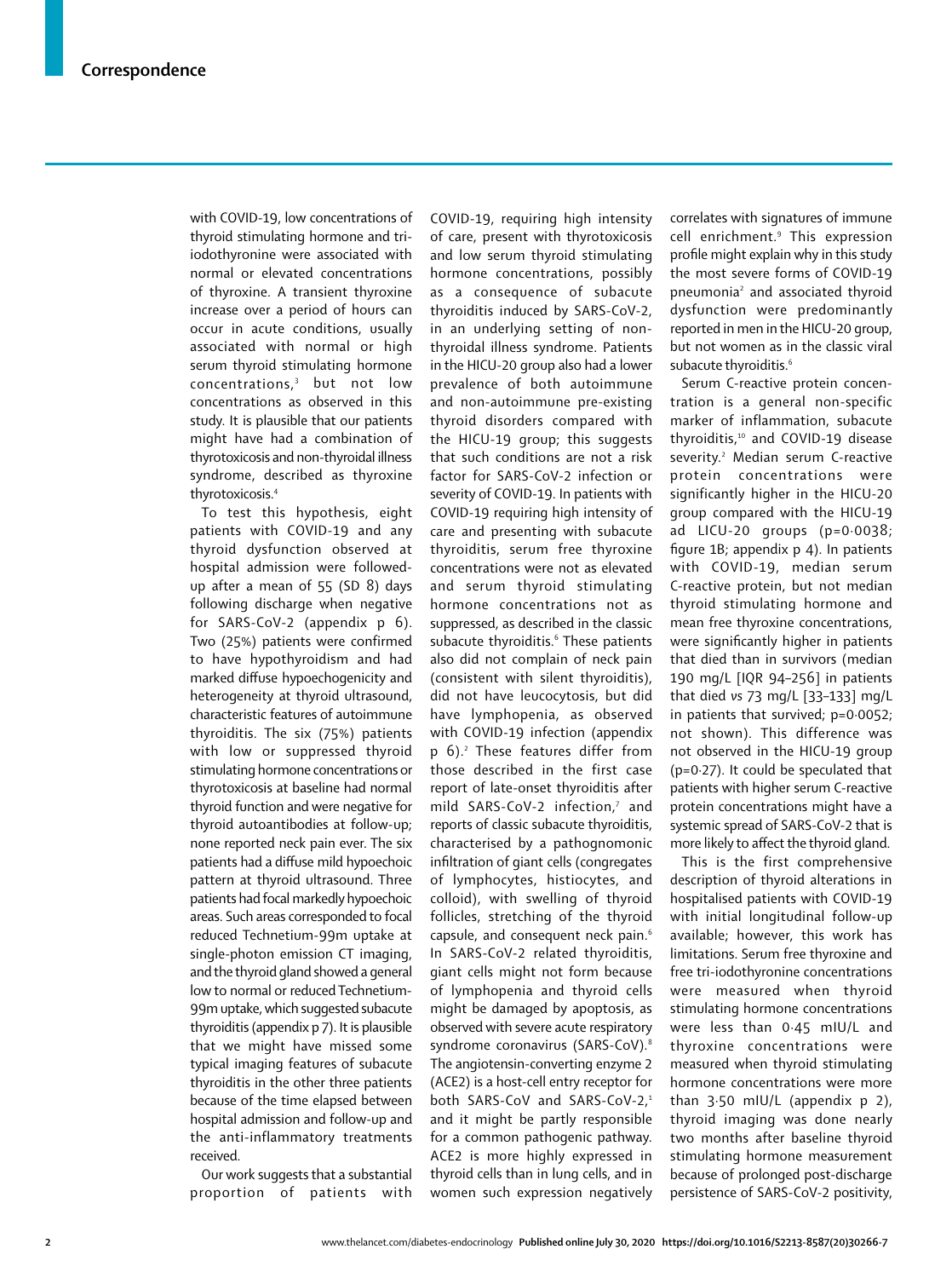with COVID-19, low concentrations of thyroid stimulating hormone and tri-iodothyronine were associated with normal or elevated concentrations of thyroxine. A transient thyroxine increase over a period of hours can occur in acute conditions, usually associated with normal or high serum thyroid stimulating hormone concentrations,[3] but not low concentrations as observed in this study. It is plausible that our patients might have had a combination of thyrotoxicosis and non-thyroidal illness syndrome, described as thyroxine thyrotoxicosis.[4]

To test this hypothesis, eight patients with COVID-19 and any thyroid dysfunction observed at hospital admission were followed-up after a mean of 55 (SD 8) days following discharge when negative for SARS-CoV-2 (appendix p 6). Two (25%) patients were confirmed to have hypothyroidism and had marked diffuse hypoechogenicity and heterogeneity at thyroid ultrasound, characteristic features of autoimmune thyroiditis. The six (75%) patients with low or suppressed thyroid stimulating hormone concentrations or thyrotoxicosis at baseline had normal thyroid function and were negative for thyroid autoantibodies at follow-up; none reported neck pain ever. The six patients had a diffuse mild hypoechoic pattern at thyroid ultrasound. Three patients had focal markedly hypoechoic areas. Such areas corresponded to focal reduced Technetium-99m uptake at single-photon emission CT imaging, and the thyroid gland showed a general low to normal or reduced Technetium-99m uptake, which suggested subacute thyroiditis (appendix p 7). It is plausible that we might have missed some typical imaging features of subacute thyroiditis in the other three patients because of the time elapsed between hospital admission and follow-up and the anti-inflammatory treatments received.

Our work suggests that a substantial proportion of patients with COVID-19, requiring high intensity of care, present with thyrotoxicosis and low serum thyroid stimulating hormone concentrations, possibly as a consequence of subacute thyroiditis induced by SARS-CoV-2, in an underlying setting of non-thyroidal illness syndrome. Patients in the HICU-20 group also had a lower prevalence of both autoimmune and non-autoimmune pre-existing thyroid disorders compared with the HICU-19 group; this suggests that such conditions are not a risk factor for SARS-CoV-2 infection or severity of COVID-19. In patients with COVID-19 requiring high intensity of care and presenting with subacute thyroiditis, serum free thyroxine concentrations were not as elevated and serum thyroid stimulating hormone concentrations not as suppressed, as described in the classic subacute thyroiditis.[6] These patients also did not complain of neck pain (consistent with silent thyroiditis), did not have leucocytosis, but did have lymphopenia, as observed with COVID-19 infection (appendix p 6).[2] These features differ from those described in the first case report of late-onset thyroiditis after mild SARS-CoV-2 infection,[7] and reports of classic subacute thyroiditis, characterised by a pathognomonic infiltration of giant cells (congregates of lymphocytes, histiocytes, and colloid), with swelling of thyroid follicles, stretching of the thyroid capsule, and consequent neck pain.[6] In SARS-CoV-2 related thyroiditis, giant cells might not form because of lymphopenia and thyroid cells might be damaged by apoptosis, as observed with severe acute respiratory syndrome coronavirus (SARS-CoV).[8] The angiotensin-converting enzyme 2 (ACE2) is a host-cell entry receptor for both SARS-CoV and SARS-CoV-2,[1] and it might be partly responsible for a common pathogenic pathway. ACE2 is more highly expressed in thyroid cells than in lung cells, and in women such expression negatively correlates with signatures of immune cell enrichment.[9] This expression profile might explain why in this study the most severe forms of COVID-19 pneumonia[2] and associated thyroid dysfunction were predominantly reported in men in the HICU-20 group, but not women as in the classic viral subacute thyroiditis.[6]

Serum C-reactive protein concentration is a general non-specific marker of inflammation, subacute thyroiditis,[10] and COVID-19 disease severity.[2] Median serum C-reactive protein concentrations were significantly higher in the HICU-20 group compared with the HICU-19 ad LICU-20 groups (p=0·0038; figure 1B; appendix p 4). In patients with COVID-19, median serum C-reactive protein, but not median thyroid stimulating hormone and mean free thyroxine concentrations, were significantly higher in patients that died than in survivors (median 190 mg/L [IQR 94–256] in patients that died *vs* 73 mg/L [33–133] mg/L in patients that survived; p=0·0052; not shown). This difference was not observed in the HICU-19 group (p=0·27). It could be speculated that patients with higher serum C-reactive protein concentrations might have a systemic spread of SARS-CoV-2 that is more likely to affect the thyroid gland.

This is the first comprehensive description of thyroid alterations in hospitalised patients with COVID-19 with initial longitudinal follow-up available; however, this work has limitations. Serum free thyroxine and free tri-iodothyronine concentrations were measured when thyroid stimulating hormone concentrations were less than 0·45 mIU/L and thyroxine concentrations were measured when thyroid stimulating hormone concentrations were more than 3·50 mIU/L (appendix p 2), thyroid imaging was done nearly two months after baseline thyroid stimulating hormone measurement because of prolonged post-discharge persistence of SARS-CoV-2 positivity,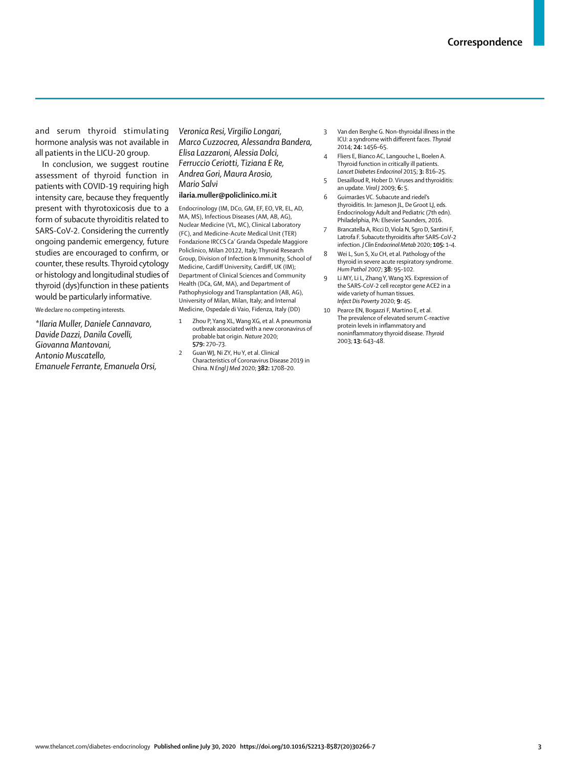and serum thyroid stimulating hormone analysis was not available in all patients in the LICU-20 group.

In conclusion, we suggest routine assessment of thyroid function in patients with COVID-19 requiring high intensity care, because they frequently present with thyrotoxicosis due to a form of subacute thyroiditis related to SARS-CoV-2. Considering the currently ongoing pandemic emergency, future studies are encouraged to confirm, or counter, these results. Thyroid cytology or histology and longitudinal studies of thyroid (dys)function in these patients would be particularly informative.

We declare no competing interests.

*Ilaria Muller, Daniele Cannavaro, Davide Dazzi, Danila Covelli, Giovanna Mantovani, Antonio Muscatello, Emanuele Ferrante, Emanuela Orsi, Veronica Resi, Virgilio Longari, Marco Cuzzocrea, Alessandra Bandera, Elisa Lazzaroni, Alessia Dolci, Ferruccio Ceriotti, Tiziana E Re, Andrea Gori, Maura Arosio, Mario Salvi*

**ilaria.muller@policlinico.mi.it**

Endocrinology (IM, DCo, GM, EF, EO, VR, EL, AD, MA, MS), Infectious Diseases (AM, AB, AG), Nuclear Medicine (VL, MC), Clinical Laboratory (FC), and Medicine-Acute Medical Unit (TER) Fondazione IRCCS Ca' Granda Ospedale Maggiore Policlinico, Milan 20122, Italy; Thyroid Research Group, Division of Infection & Immunity, School of Medicine, Cardiff University, Cardiff, UK (IM); Department of Clinical Sciences and Community Health (DCa, GM, MA), and Department of Pathophysiology and Transplantation (AB, AG), University of Milan, Milan, Italy; and Internal Medicine, Ospedale di Vaio, Fidenza, Italy (DD)

1. Zhou P, Yang XL, Wang XG, et al. A pneumonia outbreak associated with a new coronavirus of probable bat origin. *Nature* 2020; **579:** 270–73.
2. Guan WJ, Ni ZY, Hu Y, et al. Clinical Characteristics of Coronavirus Disease 2019 in China. *N Engl J Med* 2020; **382:** 1708–20.
3. Van den Berghe G. Non-thyroidal illness in the ICU: a syndrome with different faces. *Thyroid* 2014; **24:** 1456–65.
4. Fliers E, Bianco AC, Langouche L, Boelen A. Thyroid function in critically ill patients. *Lancet Diabetes Endocrinol* 2015; **3:** 816–25.
5. Desailloud R, Hober D. Viruses and thyroiditis: an update. *Virol J* 2009; **6:** 5.
6. Guimarães VC. Subacute and riedel's thyroiditis. In: Jameson JL, De Groot LJ, eds. Endocrinology Adult and Pediatric (7th edn). Philadelphia, PA: Elsevier Saunders, 2016.
7. Brancatella A, Ricci D, Viola N, Sgro D, Santini F, Latrofa F. Subacute thyroiditis after SARS-CoV-2 infection. *J Clin Endocrinol Metab* 2020; **105:** 1–4.
8. Wei L, Sun S, Xu CH, et al. Pathology of the thyroid in severe acute respiratory syndrome. *Hum Pathol* 2007; **38:** 95–102.
9. Li MY, Li L, Zhang Y, Wang XS. Expression of the SARS-CoV-2 cell receptor gene ACE2 in a wide variety of human tissues. *Infect Dis Poverty* 2020; **9:** 45.
10. Pearce EN, Bogazzi F, Martino E, et al. The prevalence of elevated serum C-reactive protein levels in inflammatory and noninflammatory thyroid disease. *Thyroid* 2003; **13:** 643–48.